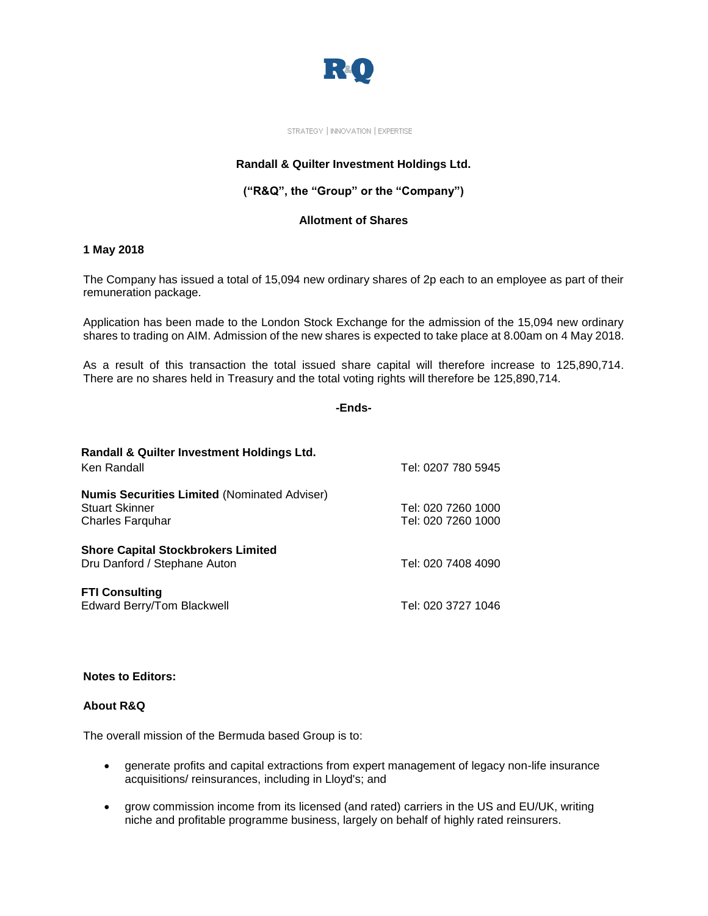R&Q

STRATEGY | INNOVATION | EXPERTISE

**Randall & Quilter Investment Holdings Ltd.**

**("R&Q", the "Group" or the "Company")**

**Allotment of Shares**

**1 May 2018**

The Company has issued a total of 15,094 new ordinary shares of 2p each to an employee as part of their remuneration package.

Application has been made to the London Stock Exchange for the admission of the 15,094 new ordinary shares to trading on AIM. Admission of the new shares is expected to take place at 8.00am on 4 May 2018.

As a result of this transaction the total issued share capital will therefore increase to 125,890,714. There are no shares held in Treasury and the total voting rights will therefore be 125,890,714.

**-Ends-**

| | |
|---|---|
| **Randall & Quilter Investment Holdings Ltd.** | |
| Ken Randall | Tel: 0207 780 5945 |
| **Numis Securities Limited** (Nominated Adviser) | |
| Stuart Skinner | Tel: 020 7260 1000 |
| Charles Farquhar | Tel: 020 7260 1000 |
| **Shore Capital Stockbrokers Limited** | |
| Dru Danford / Stephane Auton | Tel: 020 7408 4090 |
| **FTI Consulting** | |
| Edward Berry/Tom Blackwell | Tel: 020 3727 1046 |

**Notes to Editors:**

**About R&Q**

The overall mission of the Bermuda based Group is to:

- generate profits and capital extractions from expert management of legacy non-life insurance acquisitions/ reinsurances, including in Lloyd's; and
- grow commission income from its licensed (and rated) carriers in the US and EU/UK, writing niche and profitable programme business, largely on behalf of highly rated reinsurers.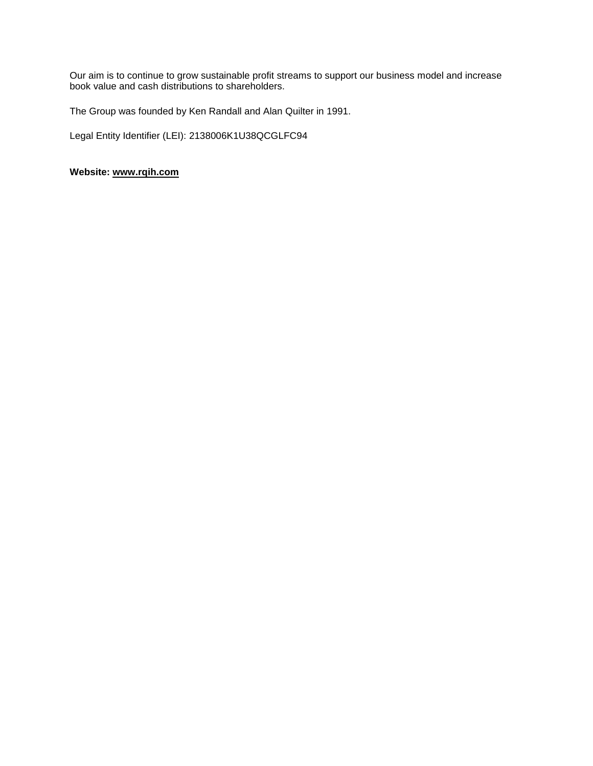Our aim is to continue to grow sustainable profit streams to support our business model and increase book value and cash distributions to shareholders.

The Group was founded by Ken Randall and Alan Quilter in 1991.

Legal Entity Identifier (LEI): 2138006K1U38QCGLFC94

**Website: www.rqih.com**